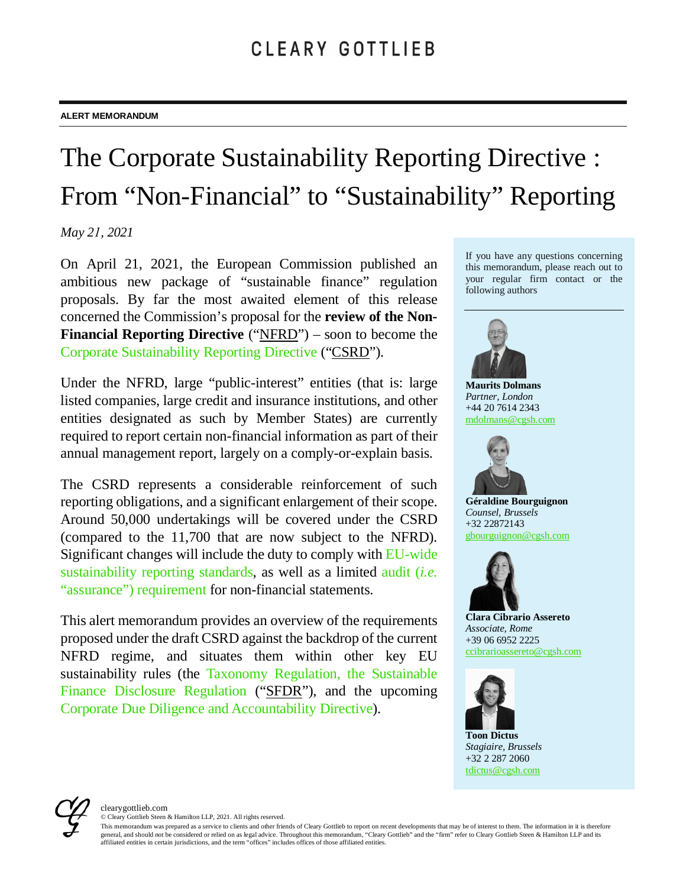CLEARY GOTTLIEB

ALERT MEMORANDUM

# The Corporate Sustainability Reporting Directive : From "Non-Financial" to "Sustainability" Reporting

*May 21, 2021*

On April 21, 2021, the European Commission published an ambitious new package of "sustainable finance" regulation proposals. By far the most awaited element of this release concerned the Commission's proposal for the **review of the Non-Financial Reporting Directive** ("NFRD") – soon to become the Corporate Sustainability Reporting Directive ("CSRD").

Under the NFRD, large "public-interest" entities (that is: large listed companies, large credit and insurance institutions, and other entities designated as such by Member States) are currently required to report certain non-financial information as part of their annual management report, largely on a comply-or-explain basis.

The CSRD represents a considerable reinforcement of such reporting obligations, and a significant enlargement of their scope. Around 50,000 undertakings will be covered under the CSRD (compared to the 11,700 that are now subject to the NFRD). Significant changes will include the duty to comply with EU-wide sustainability reporting standards, as well as a limited audit (*i.e.* "assurance") requirement for non-financial statements.

This alert memorandum provides an overview of the requirements proposed under the draft CSRD against the backdrop of the current NFRD regime, and situates them within other key EU sustainability rules (the Taxonomy Regulation, the Sustainable Finance Disclosure Regulation ("SFDR"), and the upcoming Corporate Due Diligence and Accountability Directive).

If you have any questions concerning this memorandum, please reach out to your regular firm contact or the following authors

**Maurits Dolmans**
*Partner, London*
+44 20 7614 2343
mdolmans@cgsh.com

**Géraldine Bourguignon**
*Counsel, Brussels*
+32 22872143
gbourguignon@cgsh.com

**Clara Cibrario Assereto**
*Associate, Rome*
+39 06 6952 2225
ccibrarioassereto@cgsh.com

**Toon Dictus**
*Stagiaire, Brussels*
+32 2 287 2060
tdictus@cgsh.com

clearygottlieb.com
© Cleary Gottlieb Steen & Hamilton LLP, 2021. All rights reserved.
This memorandum was prepared as a service to clients and other friends of Cleary Gottlieb to report on recent developments that may be of interest to them. The information in it is therefore general, and should not be considered or relied on as legal advice. Throughout this memorandum, "Cleary Gottlieb" and the "firm" refer to Cleary Gottlieb Steen & Hamilton LLP and its affiliated entities in certain jurisdictions, and the term "offices" includes offices of those affiliated entities.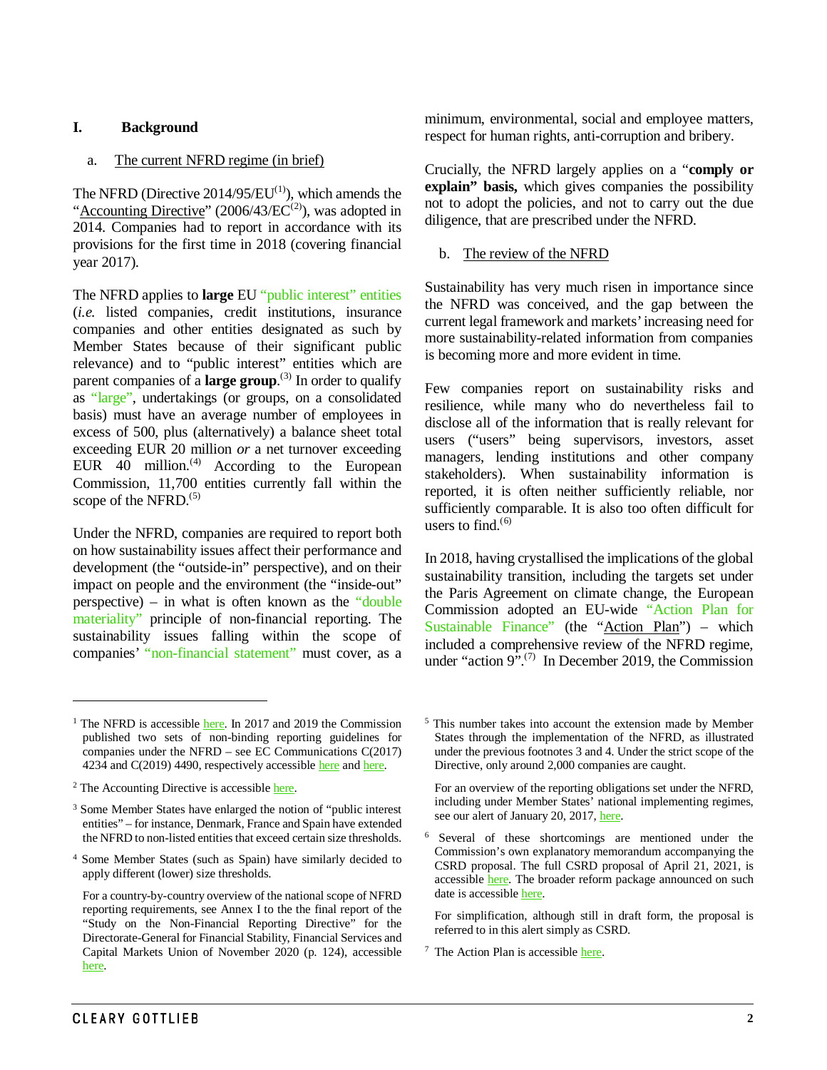## I. Background

### a. The current NFRD regime (in brief)

The NFRD (Directive 2014/95/EU[1]), which amends the "Accounting Directive" (2006/43/EC[2]), was adopted in 2014. Companies had to report in accordance with its provisions for the first time in 2018 (covering financial year 2017).

The NFRD applies to **large** EU "public interest" entities (*i.e.* listed companies, credit institutions, insurance companies and other entities designated as such by Member States because of their significant public relevance) and to "public interest" entities which are parent companies of a **large group**.[3] In order to qualify as "large", undertakings (or groups, on a consolidated basis) must have an average number of employees in excess of 500, plus (alternatively) a balance sheet total exceeding EUR 20 million *or* a net turnover exceeding EUR 40 million.[4] According to the European Commission, 11,700 entities currently fall within the scope of the NFRD.[5]

Under the NFRD, companies are required to report both on how sustainability issues affect their performance and development (the "outside-in" perspective), and on their impact on people and the environment (the "inside-out" perspective) – in what is often known as the "double materiality" principle of non-financial reporting. The sustainability issues falling within the scope of companies' "non-financial statement" must cover, as a minimum, environmental, social and employee matters, respect for human rights, anti-corruption and bribery.

Crucially, the NFRD largely applies on a "**comply or explain" basis,** which gives companies the possibility not to adopt the policies, and not to carry out the due diligence, that are prescribed under the NFRD.

### b. The review of the NFRD

Sustainability has very much risen in importance since the NFRD was conceived, and the gap between the current legal framework and markets' increasing need for more sustainability-related information from companies is becoming more and more evident in time.

Few companies report on sustainability risks and resilience, while many who do nevertheless fail to disclose all of the information that is really relevant for users ("users" being supervisors, investors, asset managers, lending institutions and other company stakeholders). When sustainability information is reported, it is often neither sufficiently reliable, nor sufficiently comparable. It is also too often difficult for users to find.[6]

In 2018, having crystallised the implications of the global sustainability transition, including the targets set under the Paris Agreement on climate change, the European Commission adopted an EU-wide "Action Plan for Sustainable Finance" (the "Action Plan") – which included a comprehensive review of the NFRD regime, under "action 9".[7] In December 2019, the Commission

---

[1] The NFRD is accessible here. In 2017 and 2019 the Commission published two sets of non-binding reporting guidelines for companies under the NFRD – see EC Communications C(2017) 4234 and C(2019) 4490, respectively accessible here and here.

[2] The Accounting Directive is accessible here.

[3] Some Member States have enlarged the notion of "public interest entities" – for instance, Denmark, France and Spain have extended the NFRD to non-listed entities that exceed certain size thresholds.

[4] Some Member States (such as Spain) have similarly decided to apply different (lower) size thresholds.

For a country-by-country overview of the national scope of NFRD reporting requirements, see Annex I to the the final report of the "Study on the Non-Financial Reporting Directive" for the Directorate-General for Financial Stability, Financial Services and Capital Markets Union of November 2020 (p. 124), accessible here.

[5] This number takes into account the extension made by Member States through the implementation of the NFRD, as illustrated under the previous footnotes 3 and 4. Under the strict scope of the Directive, only around 2,000 companies are caught.

For an overview of the reporting obligations set under the NFRD, including under Member States' national implementing regimes, see our alert of January 20, 2017, here.

[6] Several of these shortcomings are mentioned under the Commission's own explanatory memorandum accompanying the CSRD proposal. The full CSRD proposal of April 21, 2021, is accessible here. The broader reform package announced on such date is accessible here.

For simplification, although still in draft form, the proposal is referred to in this alert simply as CSRD.

[7] The Action Plan is accessible here.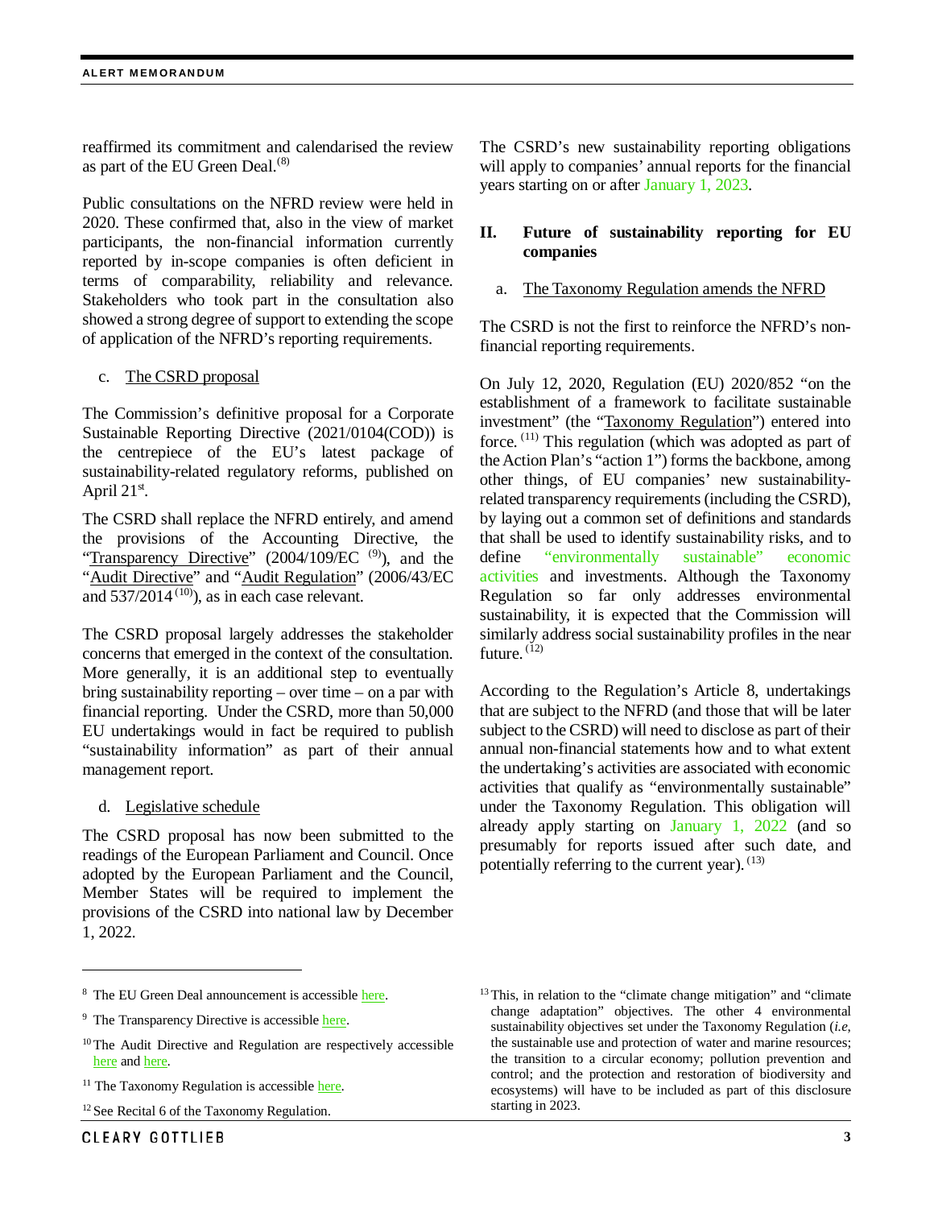reaffirmed its commitment and calendarised the review as part of the EU Green Deal.[8]

Public consultations on the NFRD review were held in 2020. These confirmed that, also in the view of market participants, the non-financial information currently reported by in-scope companies is often deficient in terms of comparability, reliability and relevance. Stakeholders who took part in the consultation also showed a strong degree of support to extending the scope of application of the NFRD's reporting requirements.

c. The CSRD proposal

The Commission's definitive proposal for a Corporate Sustainable Reporting Directive (2021/0104(COD)) is the centrepiece of the EU's latest package of sustainability-related regulatory reforms, published on April 21st.

The CSRD shall replace the NFRD entirely, and amend the provisions of the Accounting Directive, the "Transparency Directive" (2004/109/EC [9]), and the "Audit Directive" and "Audit Regulation" (2006/43/EC and 537/2014 [10]), as in each case relevant.

The CSRD proposal largely addresses the stakeholder concerns that emerged in the context of the consultation. More generally, it is an additional step to eventually bring sustainability reporting – over time – on a par with financial reporting. Under the CSRD, more than 50,000 EU undertakings would in fact be required to publish "sustainability information" as part of their annual management report.

d. Legislative schedule

The CSRD proposal has now been submitted to the readings of the European Parliament and Council. Once adopted by the European Parliament and the Council, Member States will be required to implement the provisions of the CSRD into national law by December 1, 2022.

The CSRD's new sustainability reporting obligations will apply to companies' annual reports for the financial years starting on or after January 1, 2023.

## II. Future of sustainability reporting for EU companies

a. The Taxonomy Regulation amends the NFRD

The CSRD is not the first to reinforce the NFRD's non-financial reporting requirements.

On July 12, 2020, Regulation (EU) 2020/852 "on the establishment of a framework to facilitate sustainable investment" (the "Taxonomy Regulation") entered into force. [11] This regulation (which was adopted as part of the Action Plan's "action 1") forms the backbone, among other things, of EU companies' new sustainability-related transparency requirements (including the CSRD), by laying out a common set of definitions and standards that shall be used to identify sustainability risks, and to define "environmentally sustainable" economic activities and investments. Although the Taxonomy Regulation so far only addresses environmental sustainability, it is expected that the Commission will similarly address social sustainability profiles in the near future. [12]

According to the Regulation's Article 8, undertakings that are subject to the NFRD (and those that will be later subject to the CSRD) will need to disclose as part of their annual non-financial statements how and to what extent the undertaking's activities are associated with economic activities that qualify as "environmentally sustainable" under the Taxonomy Regulation. This obligation will already apply starting on January 1, 2022 (and so presumably for reports issued after such date, and potentially referring to the current year). [13]

---

[8] The EU Green Deal announcement is accessible here.

[9] The Transparency Directive is accessible here.

[10] The Audit Directive and Regulation are respectively accessible here and here.

[11] The Taxonomy Regulation is accessible here.

[12] See Recital 6 of the Taxonomy Regulation.

[13] This, in relation to the "climate change mitigation" and "climate change adaptation" objectives. The other 4 environmental sustainability objectives set under the Taxonomy Regulation (*i.e*, the sustainable use and protection of water and marine resources; the transition to a circular economy; pollution prevention and control; and the protection and restoration of biodiversity and ecosystems) will have to be included as part of this disclosure starting in 2023.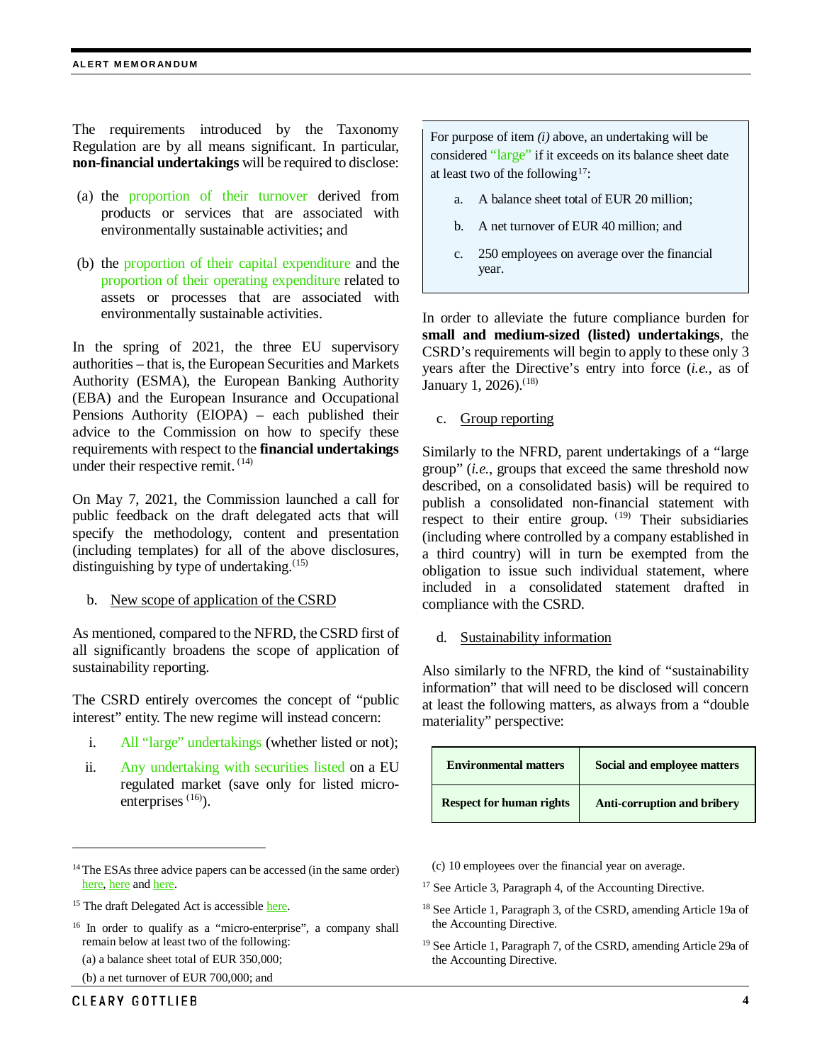The requirements introduced by the Taxonomy Regulation are by all means significant. In particular, **non-financial undertakings** will be required to disclose:

(a) the proportion of their turnover derived from products or services that are associated with environmentally sustainable activities; and

(b) the proportion of their capital expenditure and the proportion of their operating expenditure related to assets or processes that are associated with environmentally sustainable activities.

In the spring of 2021, the three EU supervisory authorities – that is, the European Securities and Markets Authority (ESMA), the European Banking Authority (EBA) and the European Insurance and Occupational Pensions Authority (EIOPA) – each published their advice to the Commission on how to specify these requirements with respect to the **financial undertakings** under their respective remit. [14]

On May 7, 2021, the Commission launched a call for public feedback on the draft delegated acts that will specify the methodology, content and presentation (including templates) for all of the above disclosures, distinguishing by type of undertaking.[15]

b. New scope of application of the CSRD

As mentioned, compared to the NFRD, the CSRD first of all significantly broadens the scope of application of sustainability reporting.

The CSRD entirely overcomes the concept of "public interest" entity. The new regime will instead concern:

i. All "large" undertakings (whether listed or not);

ii. Any undertaking with securities listed on a EU regulated market (save only for listed micro-enterprises [16]).

> For purpose of item *(i)* above, an undertaking will be considered "large" if it exceeds on its balance sheet date at least two of the following[17]:
>
> a. A balance sheet total of EUR 20 million;
>
> b. A net turnover of EUR 40 million; and
>
> c. 250 employees on average over the financial year.

In order to alleviate the future compliance burden for **small and medium-sized (listed) undertakings**, the CSRD's requirements will begin to apply to these only 3 years after the Directive's entry into force (*i.e.*, as of January 1, 2026).[18]

c. Group reporting

Similarly to the NFRD, parent undertakings of a "large group" (*i.e.*, groups that exceed the same threshold now described, on a consolidated basis) will be required to publish a consolidated non-financial statement with respect to their entire group. [19] Their subsidiaries (including where controlled by a company established in a third country) will in turn be exempted from the obligation to issue such individual statement, where included in a consolidated statement drafted in compliance with the CSRD.

d. Sustainability information

Also similarly to the NFRD, the kind of "sustainability information" that will need to be disclosed will concern at least the following matters, as always from a "double materiality" perspective:

| **Environmental matters** | **Social and employee matters** |
|---|---|
| **Respect for human rights** | **Anti-corruption and bribery** |

---

[14] The ESAs three advice papers can be accessed (in the same order) here, here and here.

[15] The draft Delegated Act is accessible here.

[16] In order to qualify as a "micro-enterprise", a company shall remain below at least two of the following:

(a) a balance sheet total of EUR 350,000;

(b) a net turnover of EUR 700,000; and

(c) 10 employees over the financial year on average.

[17] See Article 3, Paragraph 4, of the Accounting Directive.

[18] See Article 1, Paragraph 3, of the CSRD, amending Article 19a of the Accounting Directive.

[19] See Article 1, Paragraph 7, of the CSRD, amending Article 29a of the Accounting Directive.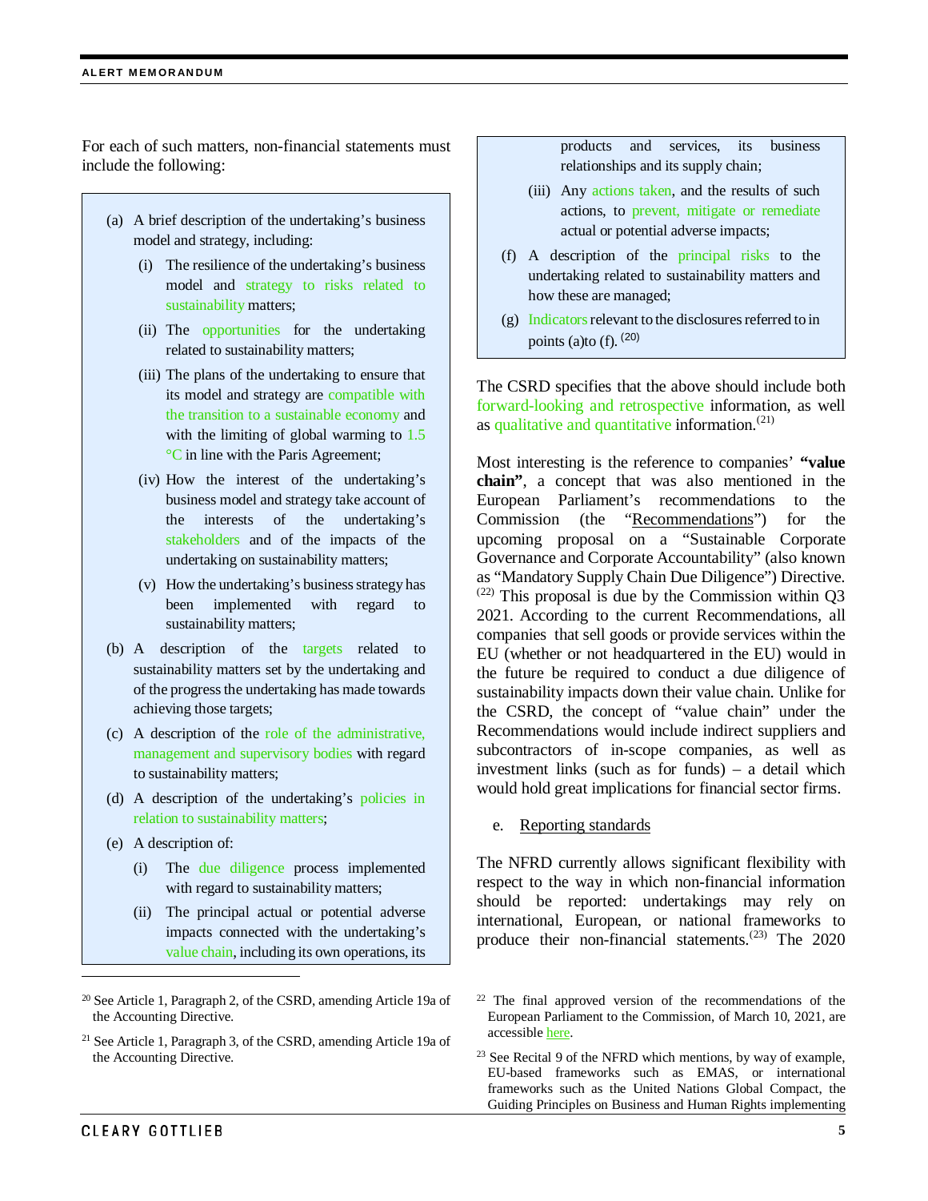For each of such matters, non-financial statements must include the following:

> (a) A brief description of the undertaking's business model and strategy, including:
>
> (i) The resilience of the undertaking's business model and strategy to risks related to sustainability matters;
>
> (ii) The opportunities for the undertaking related to sustainability matters;
>
> (iii) The plans of the undertaking to ensure that its model and strategy are compatible with the transition to a sustainable economy and with the limiting of global warming to 1.5 °C in line with the Paris Agreement;
>
> (iv) How the interest of the undertaking's business model and strategy take account of the interests of the undertaking's stakeholders and of the impacts of the undertaking on sustainability matters;
>
> (v) How the undertaking's business strategy has been implemented with regard to sustainability matters;
>
> (b) A description of the targets related to sustainability matters set by the undertaking and of the progress the undertaking has made towards achieving those targets;
>
> (c) A description of the role of the administrative, management and supervisory bodies with regard to sustainability matters;
>
> (d) A description of the undertaking's policies in relation to sustainability matters;
>
> (e) A description of:
>
> (i) The due diligence process implemented with regard to sustainability matters;
>
> (ii) The principal actual or potential adverse impacts connected with the undertaking's value chain, including its own operations, its products and services, its business relationships and its supply chain;
>
> (iii) Any actions taken, and the results of such actions, to prevent, mitigate or remediate actual or potential adverse impacts;
>
> (f) A description of the principal risks to the undertaking related to sustainability matters and how these are managed;
>
> (g) Indicators relevant to the disclosures referred to in points (a)to (f). [20]

The CSRD specifies that the above should include both forward-looking and retrospective information, as well as qualitative and quantitative information.[21]

Most interesting is the reference to companies' **"value chain"**, a concept that was also mentioned in the European Parliament's recommendations to the Commission (the "Recommendations") for the upcoming proposal on a "Sustainable Corporate Governance and Corporate Accountability" (also known as "Mandatory Supply Chain Due Diligence") Directive.[22] This proposal is due by the Commission within Q3 2021. According to the current Recommendations, all companies that sell goods or provide services within the EU (whether or not headquartered in the EU) would in the future be required to conduct a due diligence of sustainability impacts down their value chain. Unlike for the CSRD, the concept of "value chain" under the Recommendations would include indirect suppliers and subcontractors of in-scope companies, as well as investment links (such as for funds) – a detail which would hold great implications for financial sector firms.

e. Reporting standards

The NFRD currently allows significant flexibility with respect to the way in which non-financial information should be reported: undertakings may rely on international, European, or national frameworks to produce their non-financial statements.[23] The 2020

[20] See Article 1, Paragraph 2, of the CSRD, amending Article 19a of the Accounting Directive.

[21] See Article 1, Paragraph 3, of the CSRD, amending Article 19a of the Accounting Directive.

[22] The final approved version of the recommendations of the European Parliament to the Commission, of March 10, 2021, are accessible here.

[23] See Recital 9 of the NFRD which mentions, by way of example, EU-based frameworks such as EMAS, or international frameworks such as the United Nations Global Compact, the Guiding Principles on Business and Human Rights implementing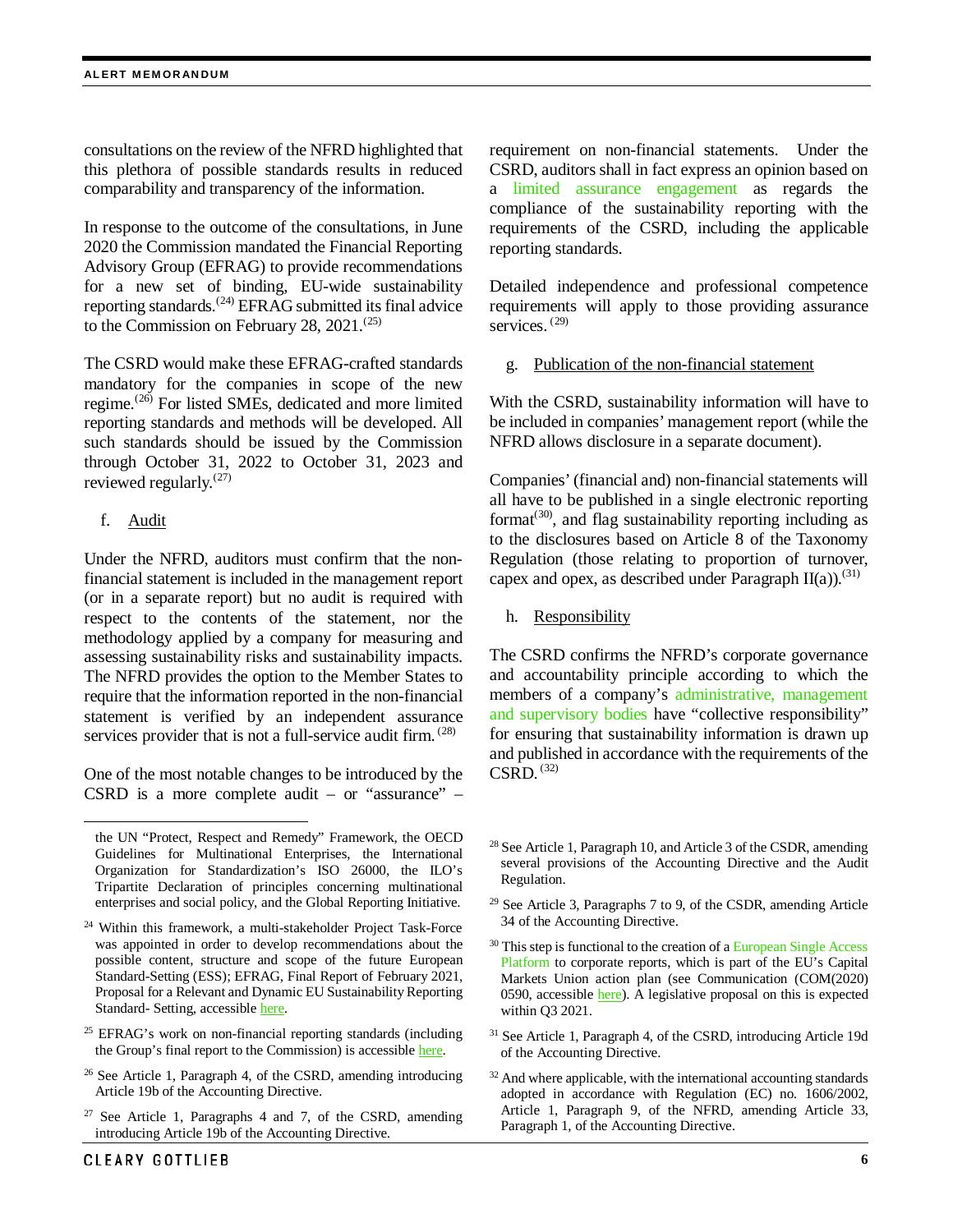consultations on the review of the NFRD highlighted that this plethora of possible standards results in reduced comparability and transparency of the information.

In response to the outcome of the consultations, in June 2020 the Commission mandated the Financial Reporting Advisory Group (EFRAG) to provide recommendations for a new set of binding, EU-wide sustainability reporting standards.[24] EFRAG submitted its final advice to the Commission on February 28, 2021.[25]

The CSRD would make these EFRAG-crafted standards mandatory for the companies in scope of the new regime.[26] For listed SMEs, dedicated and more limited reporting standards and methods will be developed. All such standards should be issued by the Commission through October 31, 2022 to October 31, 2023 and reviewed regularly.[27]

f. Audit

Under the NFRD, auditors must confirm that the non-financial statement is included in the management report (or in a separate report) but no audit is required with respect to the contents of the statement, nor the methodology applied by a company for measuring and assessing sustainability risks and sustainability impacts. The NFRD provides the option to the Member States to require that the information reported in the non-financial statement is verified by an independent assurance services provider that is not a full-service audit firm.[28]

One of the most notable changes to be introduced by the CSRD is a more complete audit – or "assurance" – requirement on non-financial statements. Under the CSRD, auditors shall in fact express an opinion based on a limited assurance engagement as regards the compliance of the sustainability reporting with the requirements of the CSRD, including the applicable reporting standards.

Detailed independence and professional competence requirements will apply to those providing assurance services.[29]

g. Publication of the non-financial statement

With the CSRD, sustainability information will have to be included in companies' management report (while the NFRD allows disclosure in a separate document).

Companies' (financial and) non-financial statements will all have to be published in a single electronic reporting format[30], and flag sustainability reporting including as to the disclosures based on Article 8 of the Taxonomy Regulation (those relating to proportion of turnover, capex and opex, as described under Paragraph II(a)).[31]

h. Responsibility

The CSRD confirms the NFRD's corporate governance and accountability principle according to which the members of a company's administrative, management and supervisory bodies have "collective responsibility" for ensuring that sustainability information is drawn up and published in accordance with the requirements of the CSRD.[32]

---

the UN "Protect, Respect and Remedy" Framework, the OECD Guidelines for Multinational Enterprises, the International Organization for Standardization's ISO 26000, the ILO's Tripartite Declaration of principles concerning multinational enterprises and social policy, and the Global Reporting Initiative.

[24] Within this framework, a multi-stakeholder Project Task-Force was appointed in order to develop recommendations about the possible content, structure and scope of the future European Standard-Setting (ESS); EFRAG, Final Report of February 2021, Proposal for a Relevant and Dynamic EU Sustainability Reporting Standard- Setting, accessible here.

[25] EFRAG's work on non-financial reporting standards (including the Group's final report to the Commission) is accessible here.

[26] See Article 1, Paragraph 4, of the CSRD, amending introducing Article 19b of the Accounting Directive.

[27] See Article 1, Paragraphs 4 and 7, of the CSRD, amending introducing Article 19b of the Accounting Directive.

[28] See Article 1, Paragraph 10, and Article 3 of the CSDR, amending several provisions of the Accounting Directive and the Audit Regulation.

[29] See Article 3, Paragraphs 7 to 9, of the CSDR, amending Article 34 of the Accounting Directive.

[30] This step is functional to the creation of a European Single Access Platform to corporate reports, which is part of the EU's Capital Markets Union action plan (see Communication (COM(2020) 0590, accessible here). A legislative proposal on this is expected within Q3 2021.

[31] See Article 1, Paragraph 4, of the CSRD, introducing Article 19d of the Accounting Directive.

[32] And where applicable, with the international accounting standards adopted in accordance with Regulation (EC) no. 1606/2002, Article 1, Paragraph 9, of the NFRD, amending Article 33, Paragraph 1, of the Accounting Directive.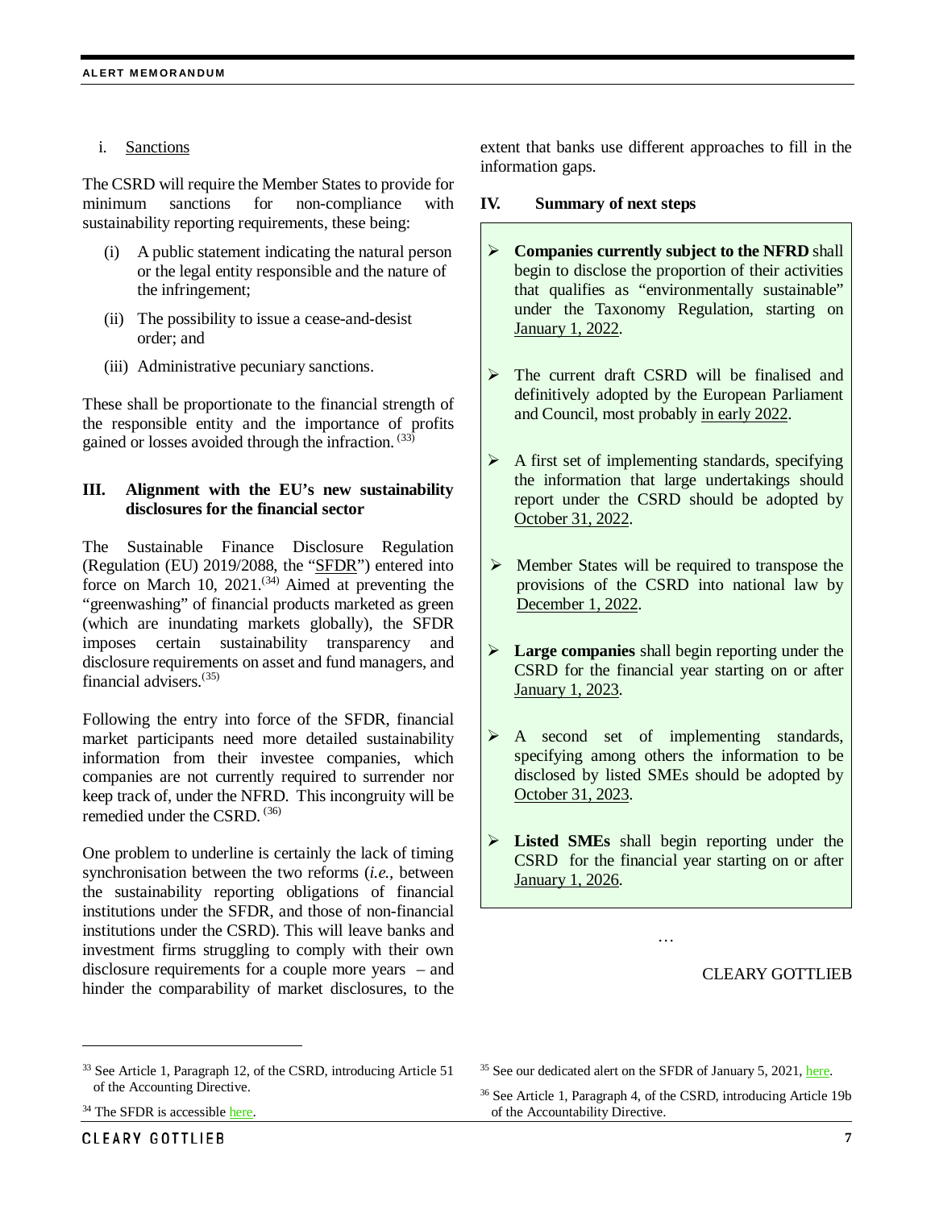i. <u>Sanctions</u>

The CSRD will require the Member States to provide for minimum sanctions for non-compliance with sustainability reporting requirements, these being:

(i) A public statement indicating the natural person or the legal entity responsible and the nature of the infringement;

(ii) The possibility to issue a cease-and-desist order; and

(iii) Administrative pecuniary sanctions.

These shall be proportionate to the financial strength of the responsible entity and the importance of profits gained or losses avoided through the infraction. [33]

## III. Alignment with the EU's new sustainability disclosures for the financial sector

The Sustainable Finance Disclosure Regulation (Regulation (EU) 2019/2088, the "<u>SFDR</u>") entered into force on March 10, 2021.[34] Aimed at preventing the "greenwashing" of financial products marketed as green (which are inundating markets globally), the SFDR imposes certain sustainability transparency and disclosure requirements on asset and fund managers, and financial advisers.[35]

Following the entry into force of the SFDR, financial market participants need more detailed sustainability information from their investee companies, which companies are not currently required to surrender nor keep track of, under the NFRD. This incongruity will be remedied under the CSRD. [36]

One problem to underline is certainly the lack of timing synchronisation between the two reforms (*i.e.*, between the sustainability reporting obligations of financial institutions under the SFDR, and those of non-financial institutions under the CSRD). This will leave banks and investment firms struggling to comply with their own disclosure requirements for a couple more years – and hinder the comparability of market disclosures, to the extent that banks use different approaches to fill in the information gaps.

## IV. Summary of next steps

- **Companies currently subject to the NFRD** shall begin to disclose the proportion of their activities that qualifies as "environmentally sustainable" under the Taxonomy Regulation, starting on <u>January 1, 2022</u>.
- The current draft CSRD will be finalised and definitively adopted by the European Parliament and Council, most probably <u>in early 2022</u>.
- A first set of implementing standards, specifying the information that large undertakings should report under the CSRD should be adopted by <u>October 31, 2022</u>.
- Member States will be required to transpose the provisions of the CSRD into national law by <u>December 1, 2022</u>.
- **Large companies** shall begin reporting under the CSRD for the financial year starting on or after <u>January 1, 2023</u>.
- A second set of implementing standards, specifying among others the information to be disclosed by listed SMEs should be adopted by <u>October 31, 2023</u>.
- **Listed SMEs** shall begin reporting under the CSRD for the financial year starting on or after <u>January 1, 2026</u>.

…

CLEARY GOTTLIEB

---

[33] See Article 1, Paragraph 12, of the CSRD, introducing Article 51 of the Accounting Directive.

[34] The SFDR is accessible here.

[35] See our dedicated alert on the SFDR of January 5, 2021, here.

[36] See Article 1, Paragraph 4, of the CSRD, introducing Article 19b of the Accountability Directive.